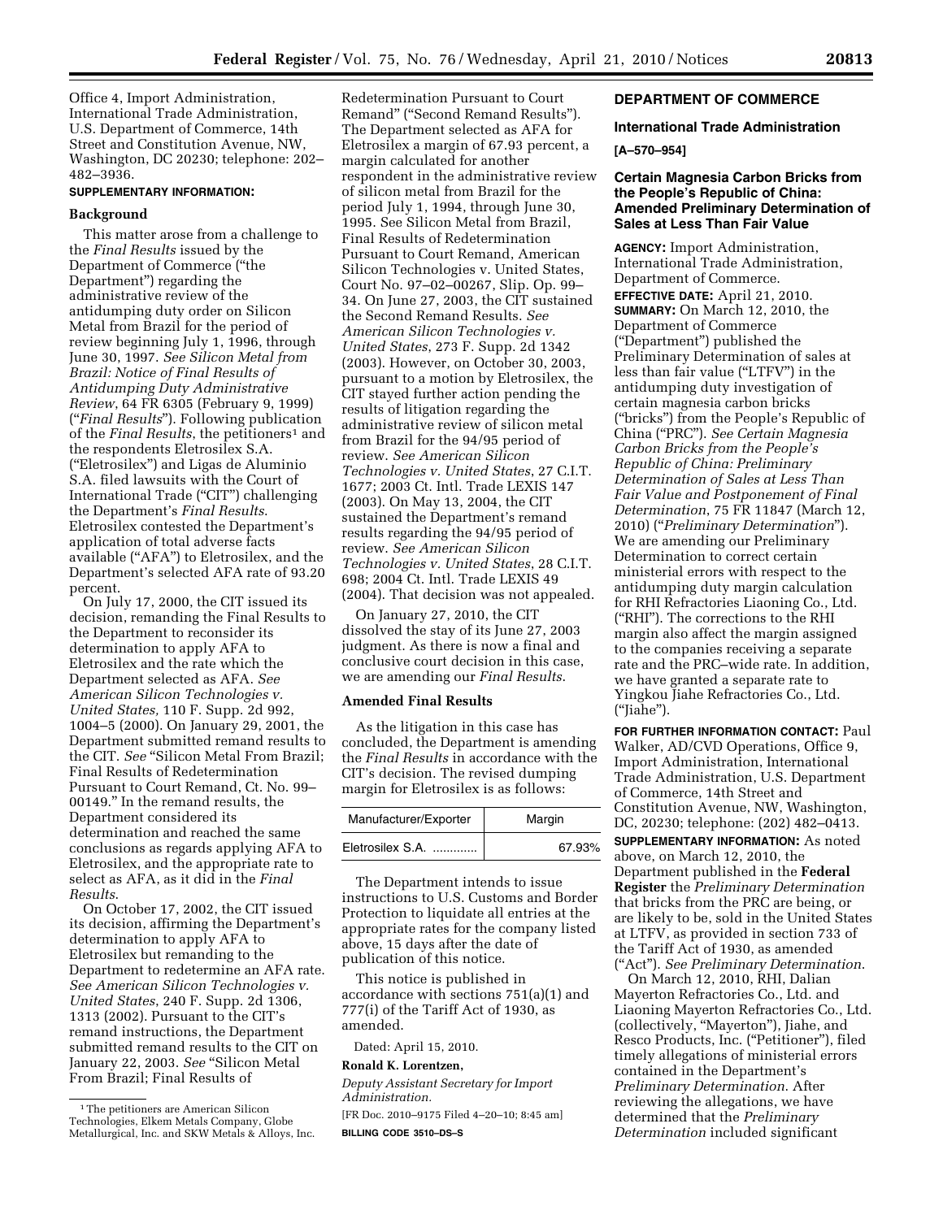Office 4, Import Administration, International Trade Administration, U.S. Department of Commerce, 14th Street and Constitution Avenue, NW, Washington, DC 20230; telephone: 202–482–3936.

**SUPPLEMENTARY INFORMATION:**

### Background

This matter arose from a challenge to the *Final Results* issued by the Department of Commerce ("the Department") regarding the administrative review of the antidumping duty order on Silicon Metal from Brazil for the period of review beginning July 1, 1996, through June 30, 1997. *See Silicon Metal from Brazil: Notice of Final Results of Antidumping Duty Administrative Review*, 64 FR 6305 (February 9, 1999) ("*Final Results*"). Following publication of the *Final Results*, the petitioners[1] and the respondents Eletrosilex S.A. ("Eletrosilex") and Ligas de Aluminio S.A. filed lawsuits with the Court of International Trade ("CIT") challenging the Department's *Final Results*. Eletrosilex contested the Department's application of total adverse facts available ("AFA") to Eletrosilex, and the Department's selected AFA rate of 93.20 percent.

On July 17, 2000, the CIT issued its decision, remanding the Final Results to the Department to reconsider its determination to apply AFA to Eletrosilex and the rate which the Department selected as AFA. *See American Silicon Technologies v. United States,* 110 F. Supp. 2d 992, 1004–5 (2000). On January 29, 2001, the Department submitted remand results to the CIT. *See* "Silicon Metal From Brazil; Final Results of Redetermination Pursuant to Court Remand, Ct. No. 99–00149." In the remand results, the Department considered its determination and reached the same conclusions as regards applying AFA to Eletrosilex, and the appropriate rate to select as AFA, as it did in the *Final Results*.

On October 17, 2002, the CIT issued its decision, affirming the Department's determination to apply AFA to Eletrosilex but remanding to the Department to redetermine an AFA rate. *See American Silicon Technologies v. United States*, 240 F. Supp. 2d 1306, 1313 (2002). Pursuant to the CIT's remand instructions, the Department submitted remand results to the CIT on January 22, 2003. *See* "Silicon Metal From Brazil; Final Results of Redetermination Pursuant to Court Remand" ("Second Remand Results"). The Department selected as AFA for Eletrosilex a margin of 67.93 percent, a margin calculated for another respondent in the administrative review of silicon metal from Brazil for the period July 1, 1994, through June 30, 1995. See Silicon Metal from Brazil, Final Results of Redetermination Pursuant to Court Remand, American Silicon Technologies v. United States, Court No. 97–02–00267, Slip. Op. 99–34. On June 27, 2003, the CIT sustained the Second Remand Results. *See American Silicon Technologies v. United States*, 273 F. Supp. 2d 1342 (2003). However, on October 30, 2003, pursuant to a motion by Eletrosilex, the CIT stayed further action pending the results of litigation regarding the administrative review of silicon metal from Brazil for the 94/95 period of review. *See American Silicon Technologies v. United States*, 27 C.I.T. 1677; 2003 Ct. Intl. Trade LEXIS 147 (2003). On May 13, 2004, the CIT sustained the Department's remand results regarding the 94/95 period of review. *See American Silicon Technologies v. United States*, 28 C.I.T. 698; 2004 Ct. Intl. Trade LEXIS 49 (2004). That decision was not appealed.

On January 27, 2010, the CIT dissolved the stay of its June 27, 2003 judgment. As there is now a final and conclusive court decision in this case, we are amending our *Final Results*.

### Amended Final Results

As the litigation in this case has concluded, the Department is amending the *Final Results* in accordance with the CIT's decision. The revised dumping margin for Eletrosilex is as follows:

| Manufacturer/Exporter | Margin |
|---|---|
| Eletrosilex S.A. ............. | 67.93% |

The Department intends to issue instructions to U.S. Customs and Border Protection to liquidate all entries at the appropriate rates for the company listed above, 15 days after the date of publication of this notice.

This notice is published in accordance with sections 751(a)(1) and 777(i) of the Tariff Act of 1930, as amended.

Dated: April 15, 2010.

**Ronald K. Lorentzen,**

*Deputy Assistant Secretary for Import Administration.*

[FR Doc. 2010–9175 Filed 4–20–10; 8:45 am]

**BILLING CODE 3510–DS–S**

[1] The petitioners are American Silicon Technologies, Elkem Metals Company, Globe Metallurgical, Inc. and SKW Metals & Alloys, Inc.

## DEPARTMENT OF COMMERCE

### International Trade Administration

**[A–570–954]**

### Certain Magnesia Carbon Bricks from the People's Republic of China: Amended Preliminary Determination of Sales at Less Than Fair Value

**AGENCY:** Import Administration, International Trade Administration, Department of Commerce.

**EFFECTIVE DATE:** April 21, 2010.

**SUMMARY:** On March 12, 2010, the Department of Commerce ("Department") published the Preliminary Determination of sales at less than fair value ("LTFV") in the antidumping duty investigation of certain magnesia carbon bricks ("bricks") from the People's Republic of China ("PRC"). *See Certain Magnesia Carbon Bricks from the People's Republic of China: Preliminary Determination of Sales at Less Than Fair Value and Postponement of Final Determination*, 75 FR 11847 (March 12, 2010) ("*Preliminary Determination*"). We are amending our Preliminary Determination to correct certain ministerial errors with respect to the antidumping duty margin calculation for RHI Refractories Liaoning Co., Ltd. ("RHI"). The corrections to the RHI margin also affect the margin assigned to the companies receiving a separate rate and the PRC–wide rate. In addition, we have granted a separate rate to Yingkou Jiahe Refractories Co., Ltd. ("Jiahe").

**FOR FURTHER INFORMATION CONTACT:** Paul Walker, AD/CVD Operations, Office 9, Import Administration, International Trade Administration, U.S. Department of Commerce, 14th Street and Constitution Avenue, NW, Washington, DC, 20230; telephone: (202) 482–0413.

**SUPPLEMENTARY INFORMATION:** As noted above, on March 12, 2010, the Department published in the **Federal Register** the *Preliminary Determination* that bricks from the PRC are being, or are likely to be, sold in the United States at LTFV, as provided in section 733 of the Tariff Act of 1930, as amended ("Act"). *See Preliminary Determination*.

On March 12, 2010, RHI, Dalian Mayerton Refractories Co., Ltd. and Liaoning Mayerton Refractories Co., Ltd. (collectively, "Mayerton"), Jiahe, and Resco Products, Inc. ("Petitioner"), filed timely allegations of ministerial errors contained in the Department's *Preliminary Determination*. After reviewing the allegations, we have determined that the *Preliminary Determination* included significant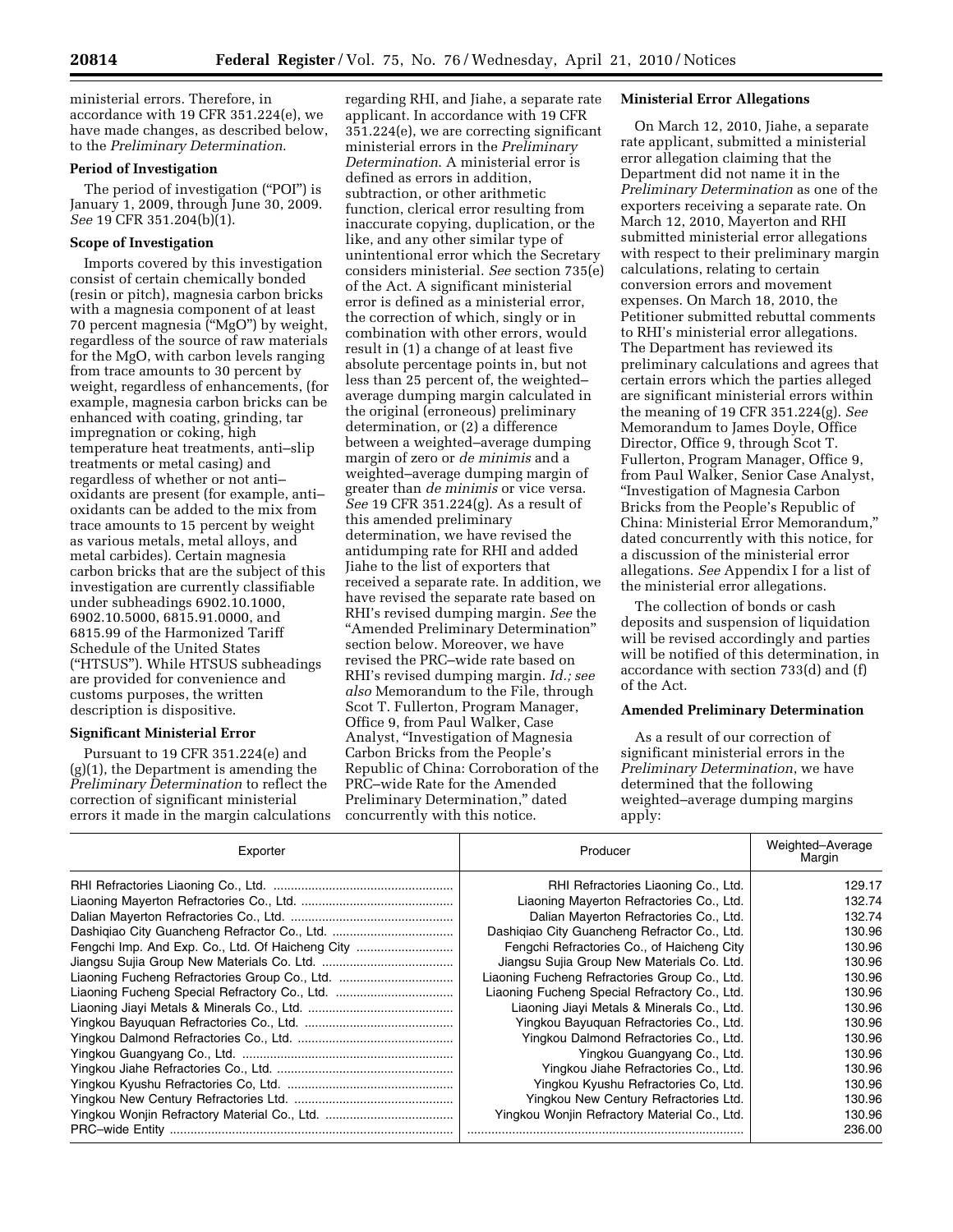ministerial errors. Therefore, in accordance with 19 CFR 351.224(e), we have made changes, as described below, to the *Preliminary Determination*.

**Period of Investigation**

The period of investigation ("POI") is January 1, 2009, through June 30, 2009. *See* 19 CFR 351.204(b)(1).

**Scope of Investigation**

Imports covered by this investigation consist of certain chemically bonded (resin or pitch), magnesia carbon bricks with a magnesia component of at least 70 percent magnesia ("MgO") by weight, regardless of the source of raw materials for the MgO, with carbon levels ranging from trace amounts to 30 percent by weight, regardless of enhancements, (for example, magnesia carbon bricks can be enhanced with coating, grinding, tar impregnation or coking, high temperature heat treatments, anti–slip treatments or metal casing) and regardless of whether or not anti–oxidants are present (for example, anti–oxidants can be added to the mix from trace amounts to 15 percent by weight as various metals, metal alloys, and metal carbides). Certain magnesia carbon bricks that are the subject of this investigation are currently classifiable under subheadings 6902.10.1000, 6902.10.5000, 6815.91.0000, and 6815.99 of the Harmonized Tariff Schedule of the United States ("HTSUS"). While HTSUS subheadings are provided for convenience and customs purposes, the written description is dispositive.

**Significant Ministerial Error**

Pursuant to 19 CFR 351.224(e) and (g)(1), the Department is amending the *Preliminary Determination* to reflect the correction of significant ministerial errors it made in the margin calculations regarding RHI, and Jiahe, a separate rate applicant. In accordance with 19 CFR 351.224(e), we are correcting significant ministerial errors in the *Preliminary Determination*. A ministerial error is defined as errors in addition, subtraction, or other arithmetic function, clerical error resulting from inaccurate copying, duplication, or the like, and any other similar type of unintentional error which the Secretary considers ministerial. *See* section 735(e) of the Act. A significant ministerial error is defined as a ministerial error, the correction of which, singly or in combination with other errors, would result in (1) a change of at least five absolute percentage points in, but not less than 25 percent of, the weighted–average dumping margin calculated in the original (erroneous) preliminary determination, or (2) a difference between a weighted–average dumping margin of zero or *de minimis* and a weighted–average dumping margin of greater than *de minimis* or vice versa. *See* 19 CFR 351.224(g). As a result of this amended preliminary determination, we have revised the antidumping rate for RHI and added Jiahe to the list of exporters that received a separate rate. In addition, we have revised the separate rate based on RHI's revised dumping margin. *See* the "Amended Preliminary Determination" section below. Moreover, we have revised the PRC–wide rate based on RHI's revised dumping margin. *Id.; see also* Memorandum to the File, through Scot T. Fullerton, Program Manager, Office 9, from Paul Walker, Case Analyst, "Investigation of Magnesia Carbon Bricks from the People's Republic of China: Corroboration of the PRC–wide Rate for the Amended Preliminary Determination," dated concurrently with this notice.

**Ministerial Error Allegations**

On March 12, 2010, Jiahe, a separate rate applicant, submitted a ministerial error allegation claiming that the Department did not name it in the *Preliminary Determination* as one of the exporters receiving a separate rate. On March 12, 2010, Mayerton and RHI submitted ministerial error allegations with respect to their preliminary margin calculations, relating to certain conversion errors and movement expenses. On March 18, 2010, the Petitioner submitted rebuttal comments to RHI's ministerial error allegations. The Department has reviewed its preliminary calculations and agrees that certain errors which the parties alleged are significant ministerial errors within the meaning of 19 CFR 351.224(g). *See* Memorandum to James Doyle, Office Director, Office 9, through Scot T. Fullerton, Program Manager, Office 9, from Paul Walker, Senior Case Analyst, "Investigation of Magnesia Carbon Bricks from the People's Republic of China: Ministerial Error Memorandum," dated concurrently with this notice, for a discussion of the ministerial error allegations. *See* Appendix I for a list of the ministerial error allegations.

The collection of bonds or cash deposits and suspension of liquidation will be revised accordingly and parties will be notified of this determination, in accordance with section 733(d) and (f) of the Act.

**Amended Preliminary Determination**

As a result of our correction of significant ministerial errors in the *Preliminary Determination*, we have determined that the following weighted–average dumping margins apply:

| Exporter | Producer | Weighted–Average Margin |
|---|---|---|
| RHI Refractories Liaoning Co., Ltd. | RHI Refractories Liaoning Co., Ltd. | 129.17 |
| Liaoning Mayerton Refractories Co., Ltd. | Liaoning Mayerton Refractories Co., Ltd. | 132.74 |
| Dalian Mayerton Refractories Co., Ltd. | Dalian Mayerton Refractories Co., Ltd. | 132.74 |
| Dashiqiao City Guancheng Refractor Co., Ltd. | Dashiqiao City Guancheng Refractor Co., Ltd. | 130.96 |
| Fengchi Imp. And Exp. Co., Ltd. Of Haicheng City | Fengchi Refractories Co., of Haicheng City | 130.96 |
| Jiangsu Sujia Group New Materials Co. Ltd. | Jiangsu Sujia Group New Materials Co. Ltd. | 130.96 |
| Liaoning Fucheng Refractories Group Co., Ltd. | Liaoning Fucheng Refractories Group Co., Ltd. | 130.96 |
| Liaoning Fucheng Special Refractory Co., Ltd. | Liaoning Fucheng Special Refractory Co., Ltd. | 130.96 |
| Liaoning Jiayi Metals & Minerals Co., Ltd. | Liaoning Jiayi Metals & Minerals Co., Ltd. | 130.96 |
| Yingkou Bayuquan Refractories Co., Ltd. | Yingkou Bayuquan Refractories Co., Ltd. | 130.96 |
| Yingkou Dalmond Refractories Co., Ltd. | Yingkou Dalmond Refractories Co., Ltd. | 130.96 |
| Yingkou Guangyang Co., Ltd. | Yingkou Guangyang Co., Ltd. | 130.96 |
| Yingkou Jiahe Refractories Co., Ltd. | Yingkou Jiahe Refractories Co., Ltd. | 130.96 |
| Yingkou Kyushu Refractories Co., Ltd. | Yingkou Kyushu Refractories Co, Ltd. | 130.96 |
| Yingkou New Century Refractories Ltd. | Yingkou New Century Refractories Ltd. | 130.96 |
| Yingkou Wonjin Refractory Material Co., Ltd. | Yingkou Wonjin Refractory Material Co., Ltd. | 130.96 |
| PRC–wide Entity | | 236.00 |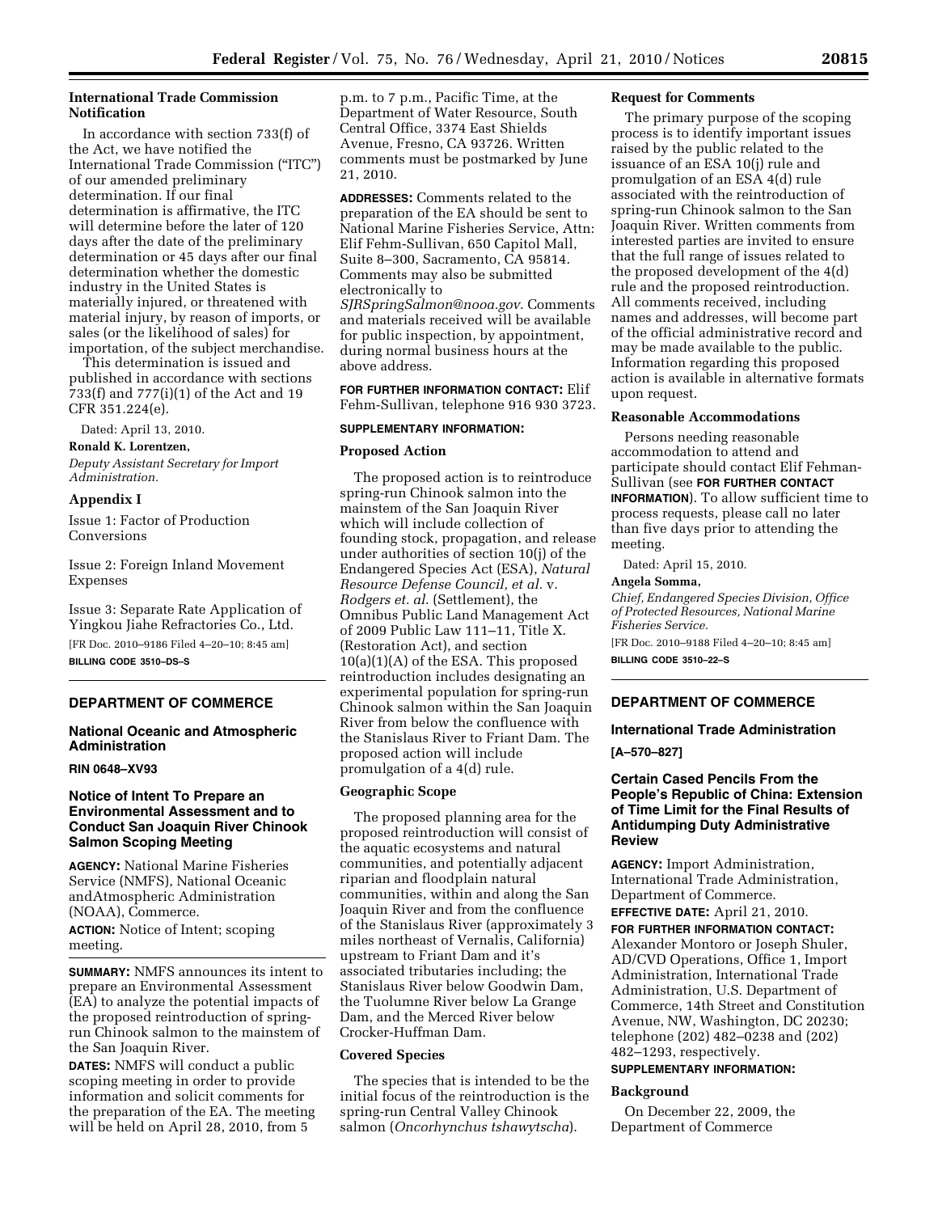**International Trade Commission Notification**

In accordance with section 733(f) of the Act, we have notified the International Trade Commission ("ITC") of our amended preliminary determination. If our final determination is affirmative, the ITC will determine before the later of 120 days after the date of the preliminary determination or 45 days after our final determination whether the domestic industry in the United States is materially injured, or threatened with material injury, by reason of imports, or sales (or the likelihood of sales) for importation, of the subject merchandise.

This determination is issued and published in accordance with sections 733(f) and 777(i)(1) of the Act and 19 CFR 351.224(e).

Dated: April 13, 2010.

**Ronald K. Lorentzen,**

*Deputy Assistant Secretary for Import Administration.*

**Appendix I**

Issue 1: Factor of Production Conversions

Issue 2: Foreign Inland Movement Expenses

Issue 3: Separate Rate Application of Yingkou Jiahe Refractories Co., Ltd.

[FR Doc. 2010–9186 Filed 4–20–10; 8:45 am]

**BILLING CODE 3510–DS–S**

## DEPARTMENT OF COMMERCE

### National Oceanic and Atmospheric Administration

**RIN 0648–XV93**

### Notice of Intent To Prepare an Environmental Assessment and to Conduct San Joaquin River Chinook Salmon Scoping Meeting

**AGENCY:** National Marine Fisheries Service (NMFS), National Oceanic andAtmospheric Administration (NOAA), Commerce.

**ACTION:** Notice of Intent; scoping meeting.

**SUMMARY:** NMFS announces its intent to prepare an Environmental Assessment (EA) to analyze the potential impacts of the proposed reintroduction of spring-run Chinook salmon to the mainstem of the San Joaquin River.

**DATES:** NMFS will conduct a public scoping meeting in order to provide information and solicit comments for the preparation of the EA. The meeting will be held on April 28, 2010, from 5 p.m. to 7 p.m., Pacific Time, at the Department of Water Resource, South Central Office, 3374 East Shields Avenue, Fresno, CA 93726. Written comments must be postmarked by June 21, 2010.

**ADDRESSES:** Comments related to the preparation of the EA should be sent to National Marine Fisheries Service, Attn: Elif Fehm-Sullivan, 650 Capitol Mall, Suite 8–300, Sacramento, CA 95814. Comments may also be submitted electronically to *SJRSpringSalmon@nooa.gov*. Comments and materials received will be available for public inspection, by appointment, during normal business hours at the above address.

**FOR FURTHER INFORMATION CONTACT:** Elif Fehm-Sullivan, telephone 916 930 3723.

**SUPPLEMENTARY INFORMATION:**

**Proposed Action**

The proposed action is to reintroduce spring-run Chinook salmon into the mainstem of the San Joaquin River which will include collection of founding stock, propagation, and release under authorities of section 10(j) of the Endangered Species Act (ESA), *Natural Resource Defense Council, et al.* v. *Rodgers et. al.* (Settlement), the Omnibus Public Land Management Act of 2009 Public Law 111–11, Title X. (Restoration Act), and section 10(a)(1)(A) of the ESA. This proposed reintroduction includes designating an experimental population for spring-run Chinook salmon within the San Joaquin River from below the confluence with the Stanislaus River to Friant Dam. The proposed action will include promulgation of a 4(d) rule.

**Geographic Scope**

The proposed planning area for the proposed reintroduction will consist of the aquatic ecosystems and natural communities, and potentially adjacent riparian and floodplain natural communities, within and along the San Joaquin River and from the confluence of the Stanislaus River (approximately 3 miles northeast of Vernalis, California) upstream to Friant Dam and it's associated tributaries including; the Stanislaus River below Goodwin Dam, the Tuolumne River below La Grange Dam, and the Merced River below Crocker-Huffman Dam.

**Covered Species**

The species that is intended to be the initial focus of the reintroduction is the spring-run Central Valley Chinook salmon (*Oncorhynchus tshawytscha*).

**Request for Comments**

The primary purpose of the scoping process is to identify important issues raised by the public related to the issuance of an ESA 10(j) rule and promulgation of an ESA 4(d) rule associated with the reintroduction of spring-run Chinook salmon to the San Joaquin River. Written comments from interested parties are invited to ensure that the full range of issues related to the proposed development of the 4(d) rule and the proposed reintroduction. All comments received, including names and addresses, will become part of the official administrative record and may be made available to the public. Information regarding this proposed action is available in alternative formats upon request.

**Reasonable Accommodations**

Persons needing reasonable accommodation to attend and participate should contact Elif Fehman-Sullivan (see **FOR FURTHER CONTACT INFORMATION**). To allow sufficient time to process requests, please call no later than five days prior to attending the meeting.

Dated: April 15, 2010.

**Angela Somma,**

*Chief, Endangered Species Division, Office of Protected Resources, National Marine Fisheries Service.*

[FR Doc. 2010–9188 Filed 4–20–10; 8:45 am]

**BILLING CODE 3510–22–S**

## DEPARTMENT OF COMMERCE

### International Trade Administration

**[A–570–827]**

### Certain Cased Pencils From the People's Republic of China: Extension of Time Limit for the Final Results of Antidumping Duty Administrative Review

**AGENCY:** Import Administration, International Trade Administration, Department of Commerce.

**EFFECTIVE DATE:** April 21, 2010.

**FOR FURTHER INFORMATION CONTACT:** Alexander Montoro or Joseph Shuler, AD/CVD Operations, Office 1, Import Administration, International Trade Administration, U.S. Department of Commerce, 14th Street and Constitution Avenue, NW, Washington, DC 20230; telephone (202) 482–0238 and (202) 482–1293, respectively.

**SUPPLEMENTARY INFORMATION:**

**Background**

On December 22, 2009, the Department of Commerce